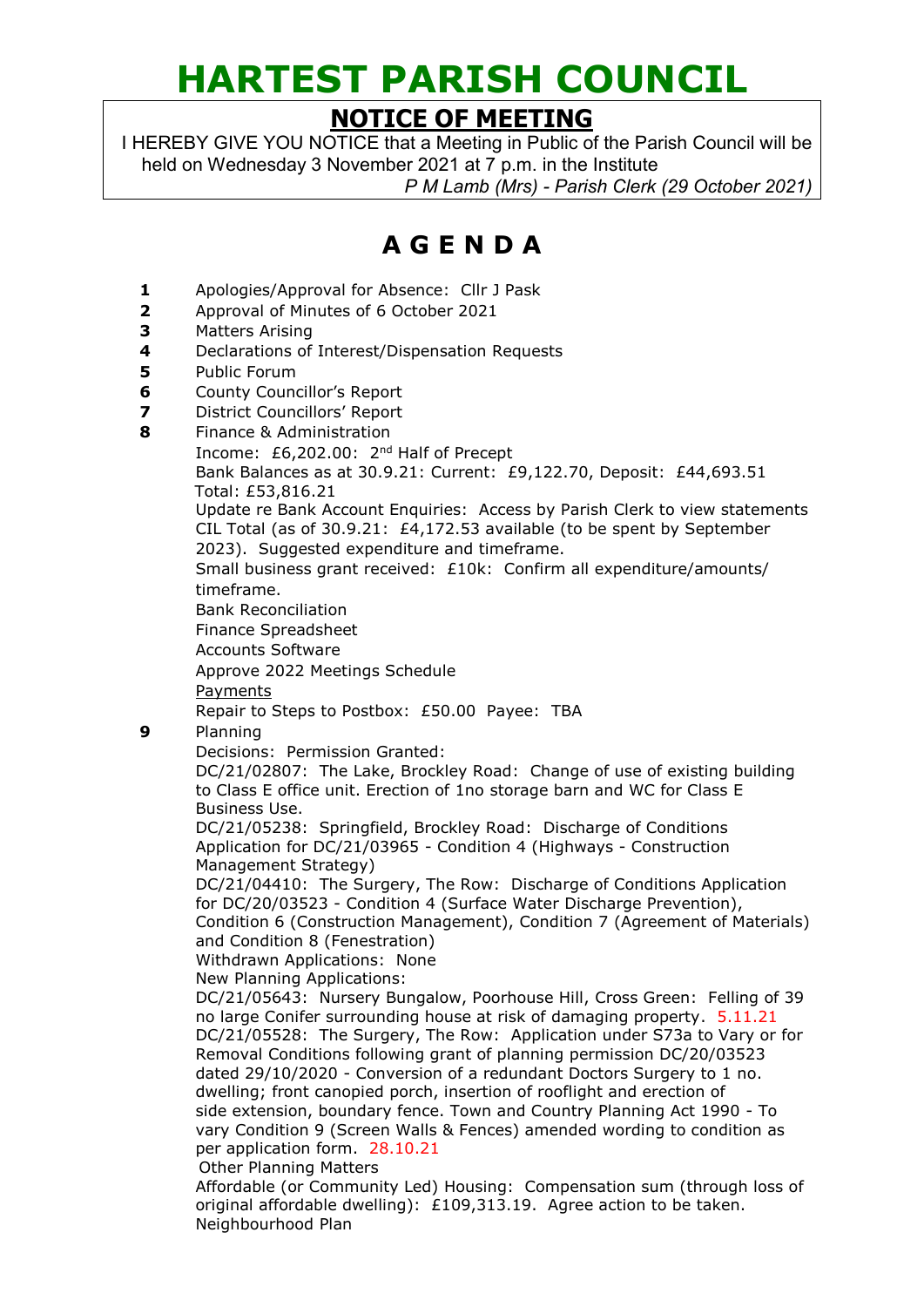# HARTEST PARISH COUNCIL

## NOTICE OF MEETING

I HEREBY GIVE YOU NOTICE that a Meeting in Public of the Parish Council will be held on Wednesday 3 November 2021 at 7 p.m. in the Institute

*P M Lamb (Mrs) - Parish Clerk (29 October 2021)*

# A G E N D A

**1** Apologies/Approval for Absence: Cllr J Pask

**2** Approval of Minutes of 6 October 2021

**3** Matters Arising

**4** Declarations of Interest/Dispensation Requests

**5** Public Forum

**6** County Councillor's Report

**7** District Councillors' Report

**8** Finance & Administration

Income: £6,202.00: 2nd Half of Precept

Bank Balances as at 30.9.21: Current: £9,122.70, Deposit: £44,693.51 Total: £53,816.21

Update re Bank Account Enquiries: Access by Parish Clerk to view statements

CIL Total (as of 30.9.21: £4,172.53 available (to be spent by September 2023). Suggested expenditure and timeframe.

Small business grant received: £10k: Confirm all expenditure/amounts/ timeframe.

Bank Reconciliation

Finance Spreadsheet

Accounts Software

Approve 2022 Meetings Schedule

Payments

Repair to Steps to Postbox: £50.00 Payee: TBA

**9** Planning

Decisions: Permission Granted:

DC/21/02807: The Lake, Brockley Road: Change of use of existing building to Class E office unit. Erection of 1no storage barn and WC for Class E Business Use.

DC/21/05238: Springfield, Brockley Road: Discharge of Conditions Application for DC/21/03965 - Condition 4 (Highways - Construction Management Strategy)

DC/21/04410: The Surgery, The Row: Discharge of Conditions Application for DC/20/03523 - Condition 4 (Surface Water Discharge Prevention), Condition 6 (Construction Management), Condition 7 (Agreement of Materials) and Condition 8 (Fenestration)

Withdrawn Applications: None

New Planning Applications:

DC/21/05643: Nursery Bungalow, Poorhouse Hill, Cross Green: Felling of 39 no large Conifer surrounding house at risk of damaging property. 5.11.21

DC/21/05528: The Surgery, The Row: Application under S73a to Vary or for Removal Conditions following grant of planning permission DC/20/03523 dated 29/10/2020 - Conversion of a redundant Doctors Surgery to 1 no. dwelling; front canopied porch, insertion of rooflight and erection of side extension, boundary fence. Town and Country Planning Act 1990 - To vary Condition 9 (Screen Walls & Fences) amended wording to condition as per application form. 28.10.21

Other Planning Matters

Affordable (or Community Led) Housing: Compensation sum (through loss of original affordable dwelling): £109,313.19. Agree action to be taken.

Neighbourhood Plan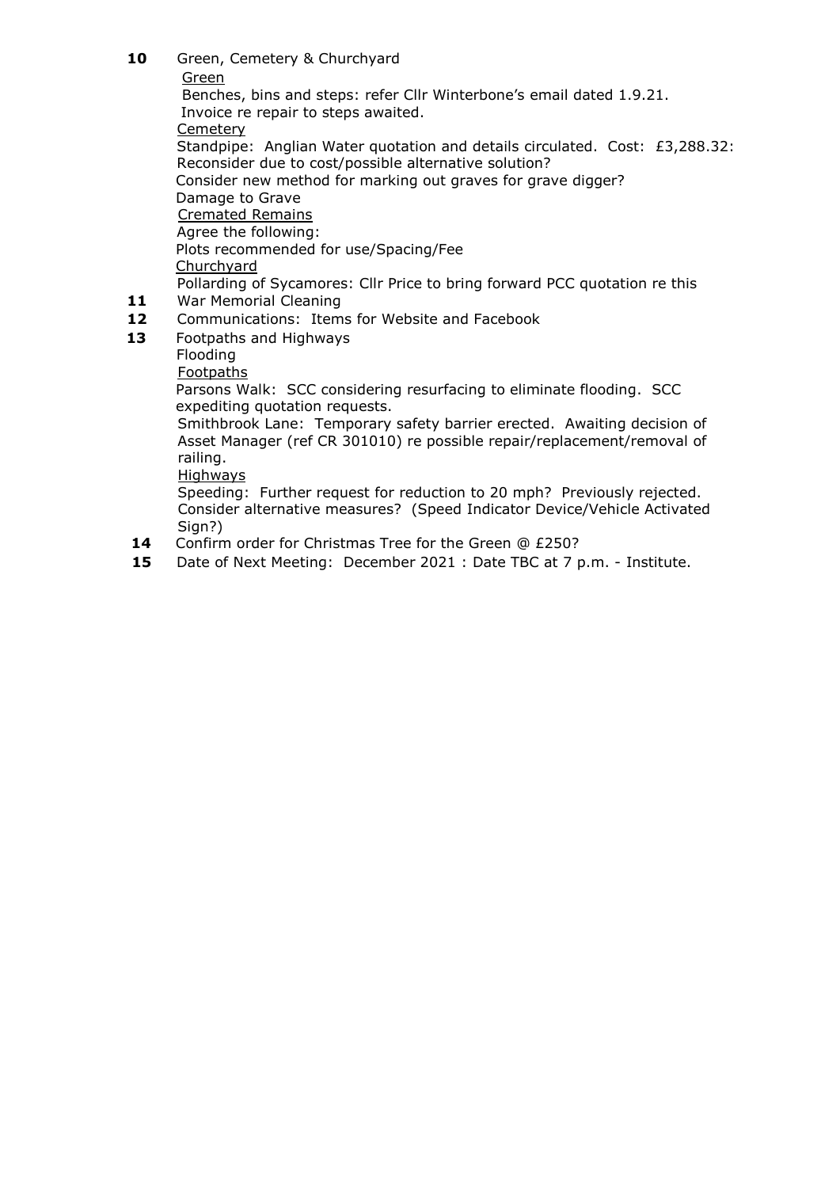**10** Green, Cemetery & Churchyard

Green

Benches, bins and steps: refer Cllr Winterbone's email dated 1.9.21.
Invoice re repair to steps awaited.

Cemetery

Standpipe: Anglian Water quotation and details circulated. Cost: £3,288.32: Reconsider due to cost/possible alternative solution?
Consider new method for marking out graves for grave digger?
Damage to Grave

Cremated Remains

Agree the following:
Plots recommended for use/Spacing/Fee

Churchyard

Pollarding of Sycamores: Cllr Price to bring forward PCC quotation re this

**11** War Memorial Cleaning

**12** Communications: Items for Website and Facebook

**13** Footpaths and Highways

Flooding

Footpaths

Parsons Walk: SCC considering resurfacing to eliminate flooding. SCC expediting quotation requests.
Smithbrook Lane: Temporary safety barrier erected. Awaiting decision of Asset Manager (ref CR 301010) re possible repair/replacement/removal of railing.

Highways

Speeding: Further request for reduction to 20 mph? Previously rejected. Consider alternative measures? (Speed Indicator Device/Vehicle Activated Sign?)

**14** Confirm order for Christmas Tree for the Green @ £250?

**15** Date of Next Meeting: December 2021 : Date TBC at 7 p.m. - Institute.